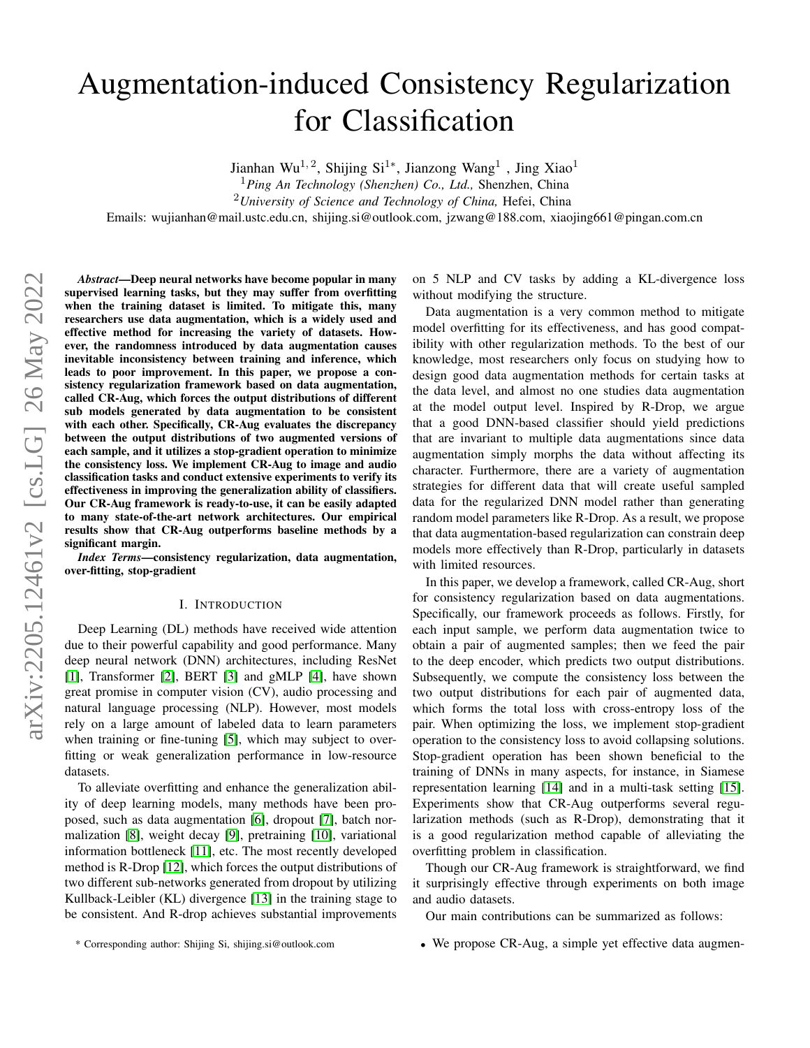# Augmentation-induced Consistency Regularization for Classification

Jianhan Wu[1,2], Shijing Si[1*], Jianzong Wang[1], Jing Xiao[1]

[1] *Ping An Technology (Shenzhen) Co., Ltd.,* Shenzhen, China

[2] *University of Science and Technology of China,* Hefei, China

Emails: wujianhan@mail.ustc.edu.cn, shijing.si@outlook.com, jzwang@188.com, xiaojing661@pingan.com.cn

***Abstract*—Deep neural networks have become popular in many supervised learning tasks, but they may suffer from overfitting when the training dataset is limited. To mitigate this, many researchers use data augmentation, which is a widely used and effective method for increasing the variety of datasets. However, the randomness introduced by data augmentation causes inevitable inconsistency between training and inference, which leads to poor improvement. In this paper, we propose a consistency regularization framework based on data augmentation, called CR-Aug, which forces the output distributions of different sub models generated by data augmentation to be consistent with each other. Specifically, CR-Aug evaluates the discrepancy between the output distributions of two augmented versions of each sample, and it utilizes a stop-gradient operation to minimize the consistency loss. We implement CR-Aug to image and audio classification tasks and conduct extensive experiments to verify its effectiveness in improving the generalization ability of classifiers. Our CR-Aug framework is ready-to-use, it can be easily adapted to many state-of-the-art network architectures. Our empirical results show that CR-Aug outperforms baseline methods by a significant margin.**

***Index Terms*—consistency regularization, data augmentation, over-fitting, stop-gradient**

## I. Introduction

Deep Learning (DL) methods have received wide attention due to their powerful capability and good performance. Many deep neural network (DNN) architectures, including ResNet [1], Transformer [2], BERT [3] and gMLP [4], have shown great promise in computer vision (CV), audio processing and natural language processing (NLP). However, most models rely on a large amount of labeled data to learn parameters when training or fine-tuning [5], which may subject to overfitting or weak generalization performance in low-resource datasets.

To alleviate overfitting and enhance the generalization ability of deep learning models, many methods have been proposed, such as data augmentation [6], dropout [7], batch normalization [8], weight decay [9], pretraining [10], variational information bottleneck [11], etc. The most recently developed method is R-Drop [12], which forces the output distributions of two different sub-networks generated from dropout by utilizing Kullback-Leibler (KL) divergence [13] in the training stage to be consistent. And R-drop achieves substantial improvements on 5 NLP and CV tasks by adding a KL-divergence loss without modifying the structure.

Data augmentation is a very common method to mitigate model overfitting for its effectiveness, and has good compatibility with other regularization methods. To the best of our knowledge, most researchers only focus on studying how to design good data augmentation methods for certain tasks at the data level, and almost no one studies data augmentation at the model output level. Inspired by R-Drop, we argue that a good DNN-based classifier should yield predictions that are invariant to multiple data augmentations since data augmentation simply morphs the data without affecting its character. Furthermore, there are a variety of augmentation strategies for different data that will create useful sampled data for the regularized DNN model rather than generating random model parameters like R-Drop. As a result, we propose that data augmentation-based regularization can constrain deep models more effectively than R-Drop, particularly in datasets with limited resources.

In this paper, we develop a framework, called CR-Aug, short for consistency regularization based on data augmentations. Specifically, our framework proceeds as follows. Firstly, for each input sample, we perform data augmentation twice to obtain a pair of augmented samples; then we feed the pair to the deep encoder, which predicts two output distributions. Subsequently, we compute the consistency loss between the two output distributions for each pair of augmented data, which forms the total loss with cross-entropy loss of the pair. When optimizing the loss, we implement stop-gradient operation to the consistency loss to avoid collapsing solutions. Stop-gradient operation has been shown beneficial to the training of DNNs in many aspects, for instance, in Siamese representation learning [14] and in a multi-task setting [15]. Experiments show that CR-Aug outperforms several regularization methods (such as R-Drop), demonstrating that it is a good regularization method capable of alleviating the overfitting problem in classification.

Though our CR-Aug framework is straightforward, we find it surprisingly effective through experiments on both image and audio datasets.

Our main contributions can be summarized as follows:

- We propose CR-Aug, a simple yet effective data augmen-

* Corresponding author: Shijing Si, shijing.si@outlook.com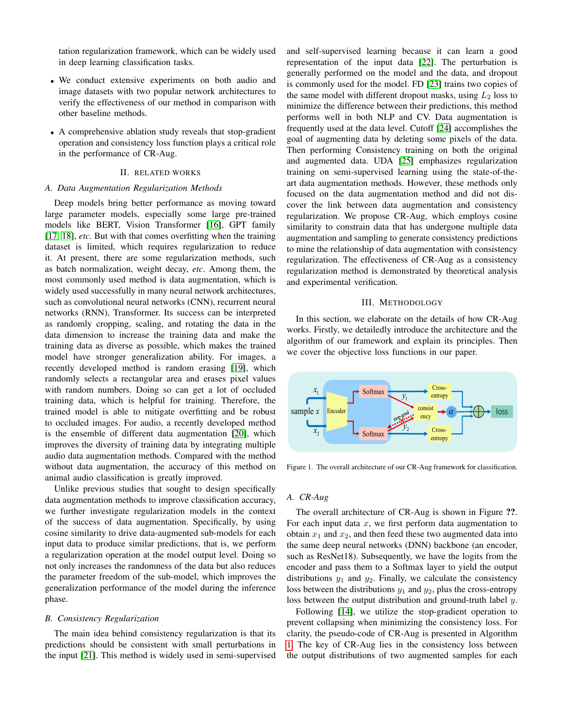tation regularization framework, which can be widely used in deep learning classification tasks.

- We conduct extensive experiments on both audio and image datasets with two popular network architectures to verify the effectiveness of our method in comparison with other baseline methods.
- A comprehensive ablation study reveals that stop-gradient operation and consistency loss function plays a critical role in the performance of CR-Aug.

## II. Related Works

### A. Data Augmentation Regularization Methods

Deep models bring better performance as moving toward large parameter models, especially some large pre-trained models like BERT, Vision Transformer [16], GPT family [17] [18], *etc*. But with that comes overfitting when the training dataset is limited, which requires regularization to reduce it. At present, there are some regularization methods, such as batch normalization, weight decay, *etc*. Among them, the most commonly used method is data augmentation, which is widely used successfully in many neural network architectures, such as convolutional neural networks (CNN), recurrent neural networks (RNN), Transformer. Its success can be interpreted as randomly cropping, scaling, and rotating the data in the data dimension to increase the training data and make the training data as diverse as possible, which makes the trained model have stronger generalization ability. For images, a recently developed method is random erasing [19], which randomly selects a rectangular area and erases pixel values with random numbers. Doing so can get a lot of occluded training data, which is helpful for training. Therefore, the trained model is able to mitigate overfitting and be robust to occluded images. For audio, a recently developed method is the ensemble of different data augmentation [20], which improves the diversity of training data by integrating multiple audio data augmentation methods. Compared with the method without data augmentation, the accuracy of this method on animal audio classification is greatly improved.

Unlike previous studies that sought to design specifically data augmentation methods to improve classification accuracy, we further investigate regularization models in the context of the success of data augmentation. Specifically, by using cosine similarity to drive data-augmented sub-models for each input data to produce similar predictions, that is, we perform a regularization operation at the model output level. Doing so not only increases the randomness of the data but also reduces the parameter freedom of the sub-model, which improves the generalization performance of the model during the inference phase.

### B. Consistency Regularization

The main idea behind consistency regularization is that its predictions should be consistent with small perturbations in the input [21]. This method is widely used in semi-supervised and self-supervised learning because it can learn a good representation of the input data [22]. The perturbation is generally performed on the model and the data, and dropout is commonly used for the model. FD [23] trains two copies of the same model with different dropout masks, using $L_2$ loss to minimize the difference between their predictions, this method performs well in both NLP and CV. Data augmentation is frequently used at the data level. Cutoff [24] accomplishes the goal of augmenting data by deleting some pixels of the data. Then performing Consistency training on both the original and augmented data. UDA [25] emphasizes regularization training on semi-supervised learning using the state-of-the-art data augmentation methods. However, these methods only focused on the data augmentation method and did not discover the link between data augmentation and consistency regularization. We propose CR-Aug, which employs cosine similarity to constrain data that has undergone multiple data augmentation and sampling to generate consistency predictions to mine the relationship of data augmentation with consistency regularization. The effectiveness of CR-Aug as a consistency regularization method is demonstrated by theoretical analysis and experimental verification.

## III. Methodology

In this section, we elaborate on the details of how CR-Aug works. Firstly, we detailedly introduce the architecture and the algorithm of our framework and explain its principles. Then we cover the objective loss functions in our paper.

Figure 1. The overall architecture of our CR-Aug framework for classification.

### A. CR-Aug

The overall architecture of CR-Aug is shown in Figure **??**. For each input data $x$, we first perform data augmentation to obtain $x_1$ and $x_2$, and then feed these two augmented data into the same deep neural networks (DNN) backbone (an encoder, such as ResNet18). Subsequently, we have the logits from the encoder and pass them to a Softmax layer to yield the output distributions $y_1$ and $y_2$. Finally, we calculate the consistency loss between the distributions $y_1$ and $y_2$, plus the cross-entropy loss between the output distribution and ground-truth label $y$.

Following [14], we utilize the stop-gradient operation to prevent collapsing when minimizing the consistency loss. For clarity, the pseudo-code of CR-Aug is presented in Algorithm 1. The key of CR-Aug lies in the consistency loss between the output distributions of two augmented samples for each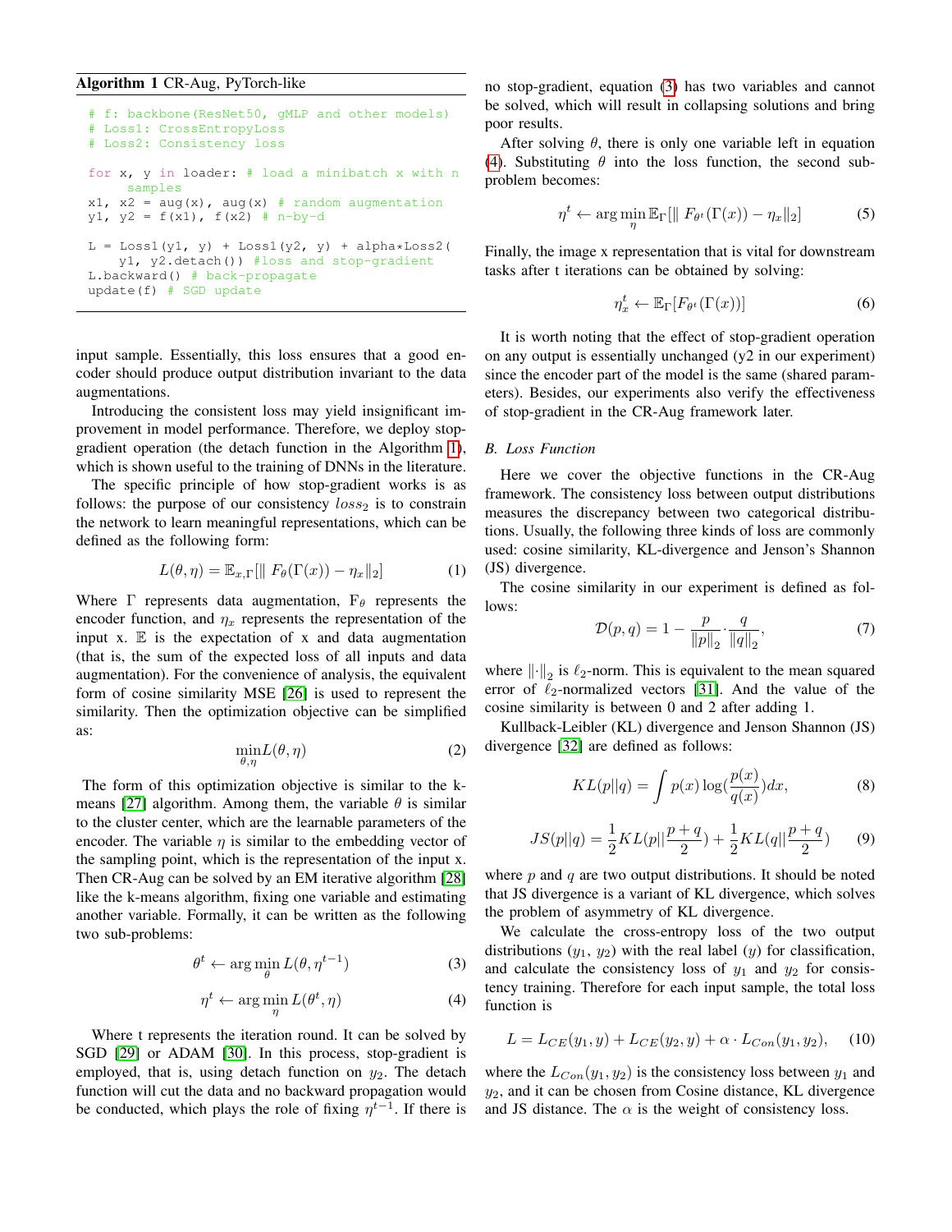**Algorithm 1** CR-Aug, PyTorch-like

```
# f: backbone(ResNet50, gMLP and other models)
# Loss1: CrossEntropyLoss
# Loss2: Consistency loss

for x, y in loader: # load a minibatch x with n
    samples
x1, x2 = aug(x), aug(x) # random augmentation
y1, y2 = f(x1), f(x2) # n-by-d

L = Loss1(y1, y) + Loss1(y2, y) + alpha*Loss2(
    y1, y2.detach()) #loss and stop-gradient
L.backward() # back-propagate
update(f) # SGD update
```

input sample. Essentially, this loss ensures that a good encoder should produce output distribution invariant to the data augmentations.

Introducing the consistent loss may yield insignificant improvement in model performance. Therefore, we deploy stop-gradient operation (the detach function in the Algorithm 1), which is shown useful to the training of DNNs in the literature.

The specific principle of how stop-gradient works is as follows: the purpose of our consistency $loss_2$ is to constrain the network to learn meaningful representations, which can be defined as the following form:

$$L(\theta,\eta) = \mathbb{E}_{x,\Gamma}[\| F_{\theta}(\Gamma(x)) - \eta_x \|_2] \tag{1}$$

Where $\Gamma$ represents data augmentation, $F_\theta$ represents the encoder function, and $\eta_x$ represents the representation of the input x. $\mathbb{E}$ is the expectation of x and data augmentation (that is, the sum of the expected loss of all inputs and data augmentation). For the convenience of analysis, the equivalent form of cosine similarity MSE [26] is used to represent the similarity. Then the optimization objective can be simplified as:

$$\min_{\theta,\eta} L(\theta,\eta) \tag{2}$$

The form of this optimization objective is similar to the k-means [27] algorithm. Among them, the variable $\theta$ is similar to the cluster center, which are the learnable parameters of the encoder. The variable $\eta$ is similar to the embedding vector of the sampling point, which is the representation of the input x. Then CR-Aug can be solved by an EM iterative algorithm [28] like the k-means algorithm, fixing one variable and estimating another variable. Formally, it can be written as the following two sub-problems:

$$\theta^t \leftarrow \arg\min_{\theta} L(\theta, \eta^{t-1}) \tag{3}$$

$$\eta^t \leftarrow \arg\min_{\eta} L(\theta^t, \eta) \tag{4}$$

Where t represents the iteration round. It can be solved by SGD [29] or ADAM [30]. In this process, stop-gradient is employed, that is, using detach function on $y_2$. The detach function will cut the data and no backward propagation would be conducted, which plays the role of fixing $\eta^{t-1}$. If there is no stop-gradient, equation (3) has two variables and cannot be solved, which will result in collapsing solutions and bring poor results.

After solving $\theta$, there is only one variable left in equation (4). Substituting $\theta$ into the loss function, the second sub-problem becomes:

$$\eta^t \leftarrow \arg\min_{\eta} \mathbb{E}_{\Gamma}[\| F_{\theta^t}(\Gamma(x)) - \eta_x \|_2] \tag{5}$$

Finally, the image x representation that is vital for downstream tasks after t iterations can be obtained by solving:

$$\eta_x^t \leftarrow \mathbb{E}_{\Gamma}[F_{\theta^t}(\Gamma(x))] \tag{6}$$

It is worth noting that the effect of stop-gradient operation on any output is essentially unchanged (y2 in our experiment) since the encoder part of the model is the same (shared parameters). Besides, our experiments also verify the effectiveness of stop-gradient in the CR-Aug framework later.

### B. Loss Function

Here we cover the objective functions in the CR-Aug framework. The consistency loss between output distributions measures the discrepancy between two categorical distributions. Usually, the following three kinds of loss are commonly used: cosine similarity, KL-divergence and Jenson's Shannon (JS) divergence.

The cosine similarity in our experiment is defined as follows:

$$\mathcal{D}(p,q) = 1 - \frac{p}{\|p\|_2} \cdot \frac{q}{\|q\|_2}, \tag{7}$$

where $\|\cdot\|_2$ is $\ell_2$-norm. This is equivalent to the mean squared error of $\ell_2$-normalized vectors [31]. And the value of the cosine similarity is between 0 and 2 after adding 1.

Kullback-Leibler (KL) divergence and Jenson Shannon (JS) divergence [32] are defined as follows:

$$KL(p||q) = \int p(x) \log(\frac{p(x)}{q(x)}) dx, \tag{8}$$

$$JS(p||q) = \frac{1}{2} KL(p||\frac{p+q}{2}) + \frac{1}{2} KL(q||\frac{p+q}{2}) \tag{9}$$

where $p$ and $q$ are two output distributions. It should be noted that JS divergence is a variant of KL divergence, which solves the problem of asymmetry of KL divergence.

We calculate the cross-entropy loss of the two output distributions ($y_1$, $y_2$) with the real label ($y$) for classification, and calculate the consistency loss of $y_1$ and $y_2$ for consistency training. Therefore for each input sample, the total loss function is

$$L = L_{CE}(y_1, y) + L_{CE}(y_2, y) + \alpha \cdot L_{Con}(y_1, y_2), \tag{10}$$

where the $L_{Con}(y_1, y_2)$ is the consistency loss between $y_1$ and $y_2$, and it can be chosen from Cosine distance, KL divergence and JS distance. The $\alpha$ is the weight of consistency loss.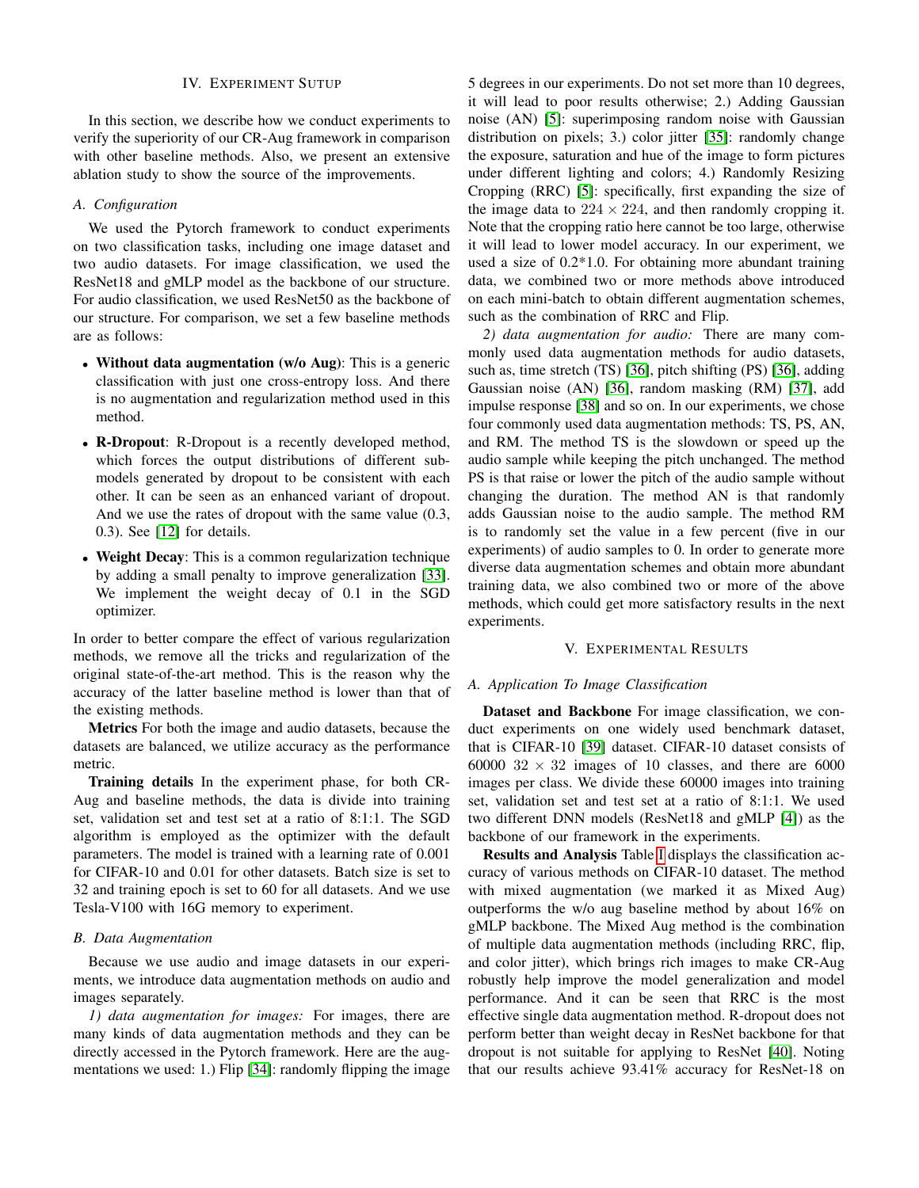## IV. Experiment Sutup

In this section, we describe how we conduct experiments to verify the superiority of our CR-Aug framework in comparison with other baseline methods. Also, we present an extensive ablation study to show the source of the improvements.

### A. Configuration

We used the Pytorch framework to conduct experiments on two classification tasks, including one image dataset and two audio datasets. For image classification, we used the ResNet18 and gMLP model as the backbone of our structure. For audio classification, we used ResNet50 as the backbone of our structure. For comparison, we set a few baseline methods are as follows:

- **Without data augmentation (w/o Aug)**: This is a generic classification with just one cross-entropy loss. And there is no augmentation and regularization method used in this method.
- **R-Dropout**: R-Dropout is a recently developed method, which forces the output distributions of different sub-models generated by dropout to be consistent with each other. It can be seen as an enhanced variant of dropout. And we use the rates of dropout with the same value (0.3, 0.3). See [12] for details.
- **Weight Decay**: This is a common regularization technique by adding a small penalty to improve generalization [33]. We implement the weight decay of 0.1 in the SGD optimizer.

In order to better compare the effect of various regularization methods, we remove all the tricks and regularization of the original state-of-the-art method. This is the reason why the accuracy of the latter baseline method is lower than that of the existing methods.

**Metrics** For both the image and audio datasets, because the datasets are balanced, we utilize accuracy as the performance metric.

**Training details** In the experiment phase, for both CR-Aug and baseline methods, the data is divide into training set, validation set and test set at a ratio of 8:1:1. The SGD algorithm is employed as the optimizer with the default parameters. The model is trained with a learning rate of 0.001 for CIFAR-10 and 0.01 for other datasets. Batch size is set to 32 and training epoch is set to 60 for all datasets. And we use Tesla-V100 with 16G memory to experiment.

### B. Data Augmentation

Because we use audio and image datasets in our experiments, we introduce data augmentation methods on audio and images separately.

*1) data augmentation for images:* For images, there are many kinds of data augmentation methods and they can be directly accessed in the Pytorch framework. Here are the augmentations we used: 1.) Flip [34]: randomly flipping the image 5 degrees in our experiments. Do not set more than 10 degrees, it will lead to poor results otherwise; 2.) Adding Gaussian noise (AN) [5]: superimposing random noise with Gaussian distribution on pixels; 3.) color jitter [35]: randomly change the exposure, saturation and hue of the image to form pictures under different lighting and colors; 4.) Randomly Resizing Cropping (RRC) [5]: specifically, first expanding the size of the image data to $224 \times 224$, and then randomly cropping it. Note that the cropping ratio here cannot be too large, otherwise it will lead to lower model accuracy. In our experiment, we used a size of 0.2*1.0. For obtaining more abundant training data, we combined two or more methods above introduced on each mini-batch to obtain different augmentation schemes, such as the combination of RRC and Flip.

*2) data augmentation for audio:* There are many commonly used data augmentation methods for audio datasets, such as, time stretch (TS) [36], pitch shifting (PS) [36], adding Gaussian noise (AN) [36], random masking (RM) [37], add impulse response [38] and so on. In our experiments, we chose four commonly used data augmentation methods: TS, PS, AN, and RM. The method TS is the slowdown or speed up the audio sample while keeping the pitch unchanged. The method PS is that raise or lower the pitch of the audio sample without changing the duration. The method AN is that randomly adds Gaussian noise to the audio sample. The method RM is to randomly set the value in a few percent (five in our experiments) of audio samples to 0. In order to generate more diverse data augmentation schemes and obtain more abundant training data, we also combined two or more of the above methods, which could get more satisfactory results in the next experiments.

## V. Experimental Results

### A. Application To Image Classification

**Dataset and Backbone** For image classification, we conduct experiments on one widely used benchmark dataset, that is CIFAR-10 [39] dataset. CIFAR-10 dataset consists of 60000 $32 \times 32$ images of 10 classes, and there are 6000 images per class. We divide these 60000 images into training set, validation set and test set at a ratio of 8:1:1. We used two different DNN models (ResNet18 and gMLP [4]) as the backbone of our framework in the experiments.

**Results and Analysis** Table I displays the classification accuracy of various methods on CIFAR-10 dataset. The method with mixed augmentation (we marked it as Mixed Aug) outperforms the w/o aug baseline method by about 16% on gMLP backbone. The Mixed Aug method is the combination of multiple data augmentation methods (including RRC, flip, and color jitter), which brings rich images to make CR-Aug robustly help improve the model generalization and model performance. And it can be seen that RRC is the most effective single data augmentation method. R-dropout does not perform better than weight decay in ResNet backbone for that dropout is not suitable for applying to ResNet [40]. Noting that our results achieve 93.41% accuracy for ResNet-18 on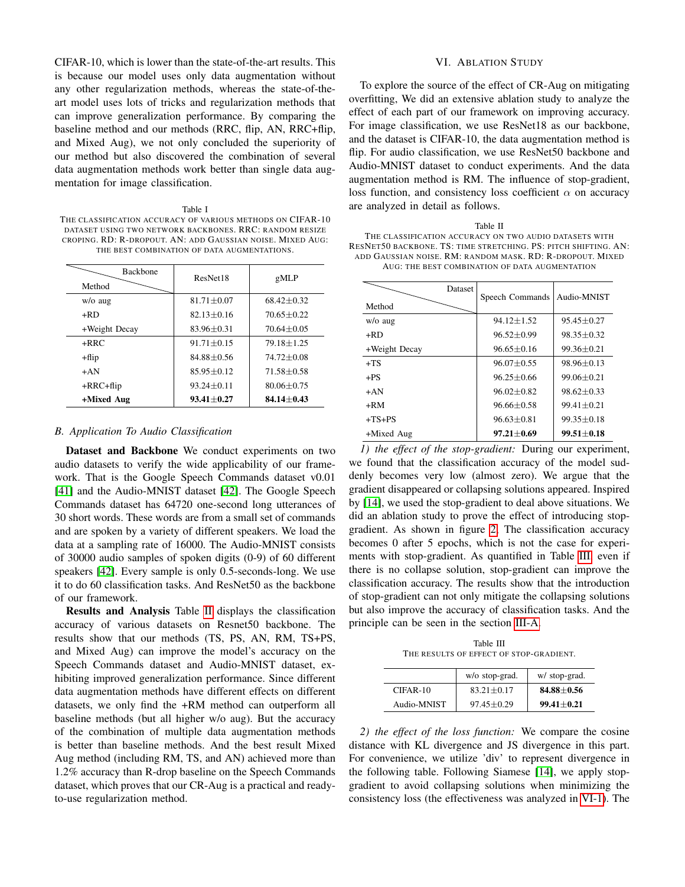CIFAR-10, which is lower than the state-of-the-art results. This is because our model uses only data augmentation without any other regularization methods, whereas the state-of-the-art model uses lots of tricks and regularization methods that can improve generalization performance. By comparing the baseline method and our methods (RRC, flip, AN, RRC+flip, and Mixed Aug), we not only concluded the superiority of our method but also discovered the combination of several data augmentation methods work better than single data augmentation for image classification.

Table I
THE CLASSIFICATION ACCURACY OF VARIOUS METHODS ON CIFAR-10 DATASET USING TWO NETWORK BACKBONES. RRC: RANDOM RESIZE CROPING. RD: R-DROPOUT. AN: ADD GAUSSIAN NOISE. MIXED AUG: THE BEST COMBINATION OF DATA AUGMENTATIONS.

| Method \ Backbone | ResNet18 | gMLP |
|---|---|---|
| w/o aug | 81.71±0.07 | 68.42±0.32 |
| +RD | 82.13±0.16 | 70.65±0.22 |
| +Weight Decay | 83.96±0.31 | 70.64±0.05 |
| +RRC | 91.71±0.15 | 79.18±1.25 |
| +flip | 84.88±0.56 | 74.72±0.08 |
| +AN | 85.95±0.12 | 71.58±0.58 |
| +RRC+flip | 93.24±0.11 | 80.06±0.75 |
| **+Mixed Aug** | **93.41±0.27** | **84.14±0.43** |

### B. Application To Audio Classification

**Dataset and Backbone** We conduct experiments on two audio datasets to verify the wide applicability of our framework. That is the Google Speech Commands dataset v0.01 [41] and the Audio-MNIST dataset [42]. The Google Speech Commands dataset has 64720 one-second long utterances of 30 short words. These words are from a small set of commands and are spoken by a variety of different speakers. We load the data at a sampling rate of 16000. The Audio-MNIST consists of 30000 audio samples of spoken digits (0-9) of 60 different speakers [42]. Every sample is only 0.5-seconds-long. We use it to do 60 classification tasks. And ResNet50 as the backbone of our framework.

**Results and Analysis** Table II displays the classification accuracy of various datasets on Resnet50 backbone. The results show that our methods (TS, PS, AN, RM, TS+PS, and Mixed Aug) can improve the model's accuracy on the Speech Commands dataset and Audio-MNIST dataset, exhibiting improved generalization performance. Since different data augmentation methods have different effects on different datasets, we only find the +RM method can outperform all baseline methods (but all higher w/o aug). But the accuracy of the combination of multiple data augmentation methods is better than baseline methods. And the best result Mixed Aug method (including RM, TS, and AN) achieved more than 1.2% accuracy than R-drop baseline on the Speech Commands dataset, which proves that our CR-Aug is a practical and ready-to-use regularization method.

## VI. Ablation Study

To explore the source of the effect of CR-Aug on mitigating overfitting, We did an extensive ablation study to analyze the effect of each part of our framework on improving accuracy. For image classification, we use ResNet18 as our backbone, and the dataset is CIFAR-10, the data augmentation method is flip. For audio classification, we use ResNet50 backbone and Audio-MNIST dataset to conduct experiments. And the data augmentation method is RM. The influence of stop-gradient, loss function, and consistency loss coefficient $\alpha$ on accuracy are analyzed in detail as follows.

Table II
THE CLASSIFICATION ACCURACY ON TWO AUDIO DATASETS WITH RESNET50 BACKBONE. TS: TIME STRETCHING. PS: PITCH SHIFTING. AN: ADD GAUSSIAN NOISE. RM: RANDOM MASK. RD: R-DROPOUT. MIXED AUG: THE BEST COMBINATION OF DATA AUGMENTATION

| Method \ Dataset | Speech Commands | Audio-MNIST |
|---|---|---|
| w/o aug | 94.12±1.52 | 95.45±0.27 |
| +RD | 96.52±0.99 | 98.35±0.32 |
| +Weight Decay | 96.65±0.16 | 99.36±0.21 |
| +TS | 96.07±0.55 | 98.96±0.13 |
| +PS | 96.25±0.66 | 99.06±0.21 |
| +AN | 96.02±0.82 | 98.62±0.33 |
| +RM | 96.66±0.58 | 99.41±0.21 |
| +TS+PS | 96.63±0.81 | 99.35±0.18 |
| +Mixed Aug | **97.21±0.69** | **99.51±0.18** |

*1) the effect of the stop-gradient:* During our experiment, we found that the classification accuracy of the model suddenly becomes very low (almost zero). We argue that the gradient disappeared or collapsing solutions appeared. Inspired by [14], we used the stop-gradient to deal above situations. We did an ablation study to prove the effect of introducing stop-gradient. As shown in figure 2, The classification accuracy becomes 0 after 5 epochs, which is not the case for experiments with stop-gradient. As quantified in Table III, even if there is no collapse solution, stop-gradient can improve the classification accuracy. The results show that the introduction of stop-gradient can not only mitigate the collapsing solutions but also improve the accuracy of classification tasks. And the principle can be seen in the section III-A.

Table III
THE RESULTS OF EFFECT OF STOP-GRADIENT.

| | w/o stop-grad. | w/ stop-grad. |
|---|---|---|
| CIFAR-10 | 83.21±0.17 | **84.88±0.56** |
| Audio-MNIST | 97.45±0.29 | **99.41±0.21** |

*2) the effect of the loss function:* We compare the cosine distance with KL divergence and JS divergence in this part. For convenience, we utilize 'div' to represent divergence in the following table. Following Siamese [14], we apply stop-gradient to avoid collapsing solutions when minimizing the consistency loss (the effectiveness was analyzed in VI-1). The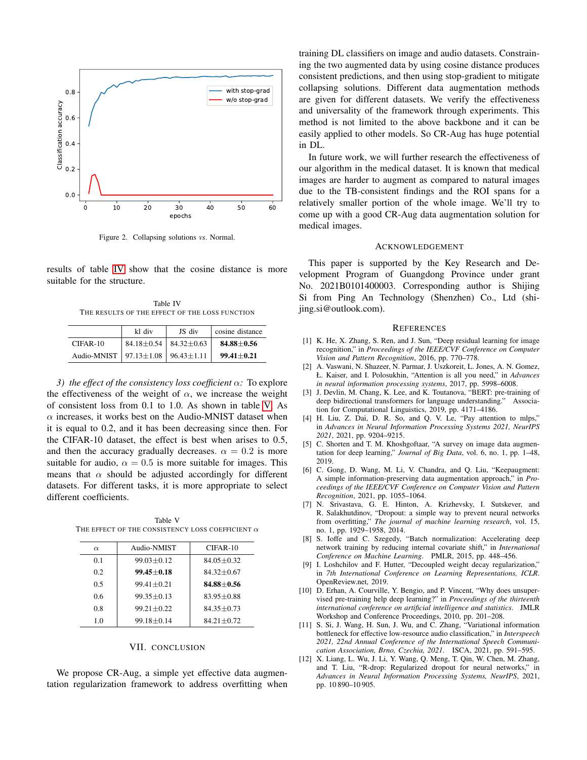Figure 2. Collapsing solutions *vs*. Normal.

results of table IV show that the cosine distance is more suitable for the structure.

Table IV
THE RESULTS OF THE EFFECT OF THE LOSS FUNCTION

| | kl div | JS div | cosine distance |
|---|---|---|---|
| CIFAR-10 | 84.18±0.54 | 84.32±0.63 | **84.88±0.56** |
| Audio-MNIST | 97.13±1.08 | 96.43±1.11 | **99.41±0.21** |

*3) the effect of the consistency loss coefficient $\alpha$:* To explore the effectiveness of the weight of $\alpha$, we increase the weight of consistent loss from 0.1 to 1.0. As shown in table V. As $\alpha$ increases, it works best on the Audio-MNIST dataset when it is equal to 0.2, and it has been decreasing since then. For the CIFAR-10 dataset, the effect is best when arises to 0.5, and then the accuracy gradually decreases. $\alpha = 0.2$ is more suitable for audio, $\alpha = 0.5$ is more suitable for images. This means that $\alpha$ should be adjusted accordingly for different datasets. For different tasks, it is more appropriate to select different coefficients.

Table V
THE EFFECT OF THE CONSISTENCY LOSS COEFFICIENT $\alpha$

| $\alpha$ | Audio-NMIST | CIFAR-10 |
|---|---|---|
| 0.1 | 99.03±0.12 | 84.05±0.32 |
| 0.2 | **99.45±0.18** | 84.32±0.67 |
| 0.5 | 99.41±0.21 | **84.88±0.56** |
| 0.6 | 99.35±0.13 | 83.95±0.88 |
| 0.8 | 99.21±0.22 | 84.35±0.73 |
| 1.0 | 99.18±0.14 | 84.21±0.72 |

## VII. CONCLUSION

We propose CR-Aug, a simple yet effective data augmentation regularization framework to address overfitting when training DL classifiers on image and audio datasets. Constraining the two augmented data by using cosine distance produces consistent predictions, and then using stop-gradient to mitigate collapsing solutions. Different data augmentation methods are given for different datasets. We verify the effectiveness and universality of the framework through experiments. This method is not limited to the above backbone and it can be easily applied to other models. So CR-Aug has huge potential in DL.

In future work, we will further research the effectiveness of our algorithm in the medical dataset. It is known that medical images are harder to augment as compared to natural images due to the TB-consistent findings and the ROI spans for a relatively smaller portion of the whole image. We'll try to come up with a good CR-Aug data augmentation solution for medical images.

## ACKNOWLEDGEMENT

This paper is supported by the Key Research and Development Program of Guangdong Province under grant No. 2021B0101400003. Corresponding author is Shijing Si from Ping An Technology (Shenzhen) Co., Ltd (shijing.si@outlook.com).

## REFERENCES

[1] K. He, X. Zhang, S. Ren, and J. Sun, "Deep residual learning for image recognition," in *Proceedings of the IEEE/CVF Conference on Computer Vision and Pattern Recognition*, 2016, pp. 770–778.

[2] A. Vaswani, N. Shazeer, N. Parmar, J. Uszkoreit, L. Jones, A. N. Gomez, Ł. Kaiser, and I. Polosukhin, "Attention is all you need," in *Advances in neural information processing systems*, 2017, pp. 5998–6008.

[3] J. Devlin, M. Chang, K. Lee, and K. Toutanova, "BERT: pre-training of deep bidirectional transformers for language understanding." Association for Computational Linguistics, 2019, pp. 4171–4186.

[4] H. Liu, Z. Dai, D. R. So, and Q. V. Le, "Pay attention to mlps," in *Advances in Neural Information Processing Systems 2021, NeurIPS 2021*, 2021, pp. 9204–9215.

[5] C. Shorten and T. M. Khoshgoftaar, "A survey on image data augmentation for deep learning," *Journal of Big Data*, vol. 6, no. 1, pp. 1–48, 2019.

[6] C. Gong, D. Wang, M. Li, V. Chandra, and Q. Liu, "Keepaugment: A simple information-preserving data augmentation approach," in *Proceedings of the IEEE/CVF Conference on Computer Vision and Pattern Recognition*, 2021, pp. 1055–1064.

[7] N. Srivastava, G. E. Hinton, A. Krizhevsky, I. Sutskever, and R. Salakhutdinov, "Dropout: a simple way to prevent neural networks from overfitting," *The journal of machine learning research*, vol. 15, no. 1, pp. 1929–1958, 2014.

[8] S. Ioffe and C. Szegedy, "Batch normalization: Accelerating deep network training by reducing internal covariate shift," in *International Conference on Machine Learning*. PMLR, 2015, pp. 448–456.

[9] I. Loshchilov and F. Hutter, "Decoupled weight decay regularization," in *7th International Conference on Learning Representations, ICLR*. OpenReview.net, 2019.

[10] D. Erhan, A. Courville, Y. Bengio, and P. Vincent, "Why does unsupervised pre-training help deep learning?" in *Proceedings of the thirteenth international conference on artificial intelligence and statistics*. JMLR Workshop and Conference Proceedings, 2010, pp. 201–208.

[11] S. Si, J. Wang, H. Sun, J. Wu, and C. Zhang, "Variational information bottleneck for effective low-resource audio classification," in *Interspeech 2021, 22nd Annual Conference of the International Speech Communication Association, Brno, Czechia, 2021*. ISCA, 2021, pp. 591–595.

[12] X. Liang, L. Wu, J. Li, Y. Wang, Q. Meng, T. Qin, W. Chen, M. Zhang, and T. Liu, "R-drop: Regularized dropout for neural networks," in *Advances in Neural Information Processing Systems, NeurIPS*, 2021, pp. 10 890–10 905.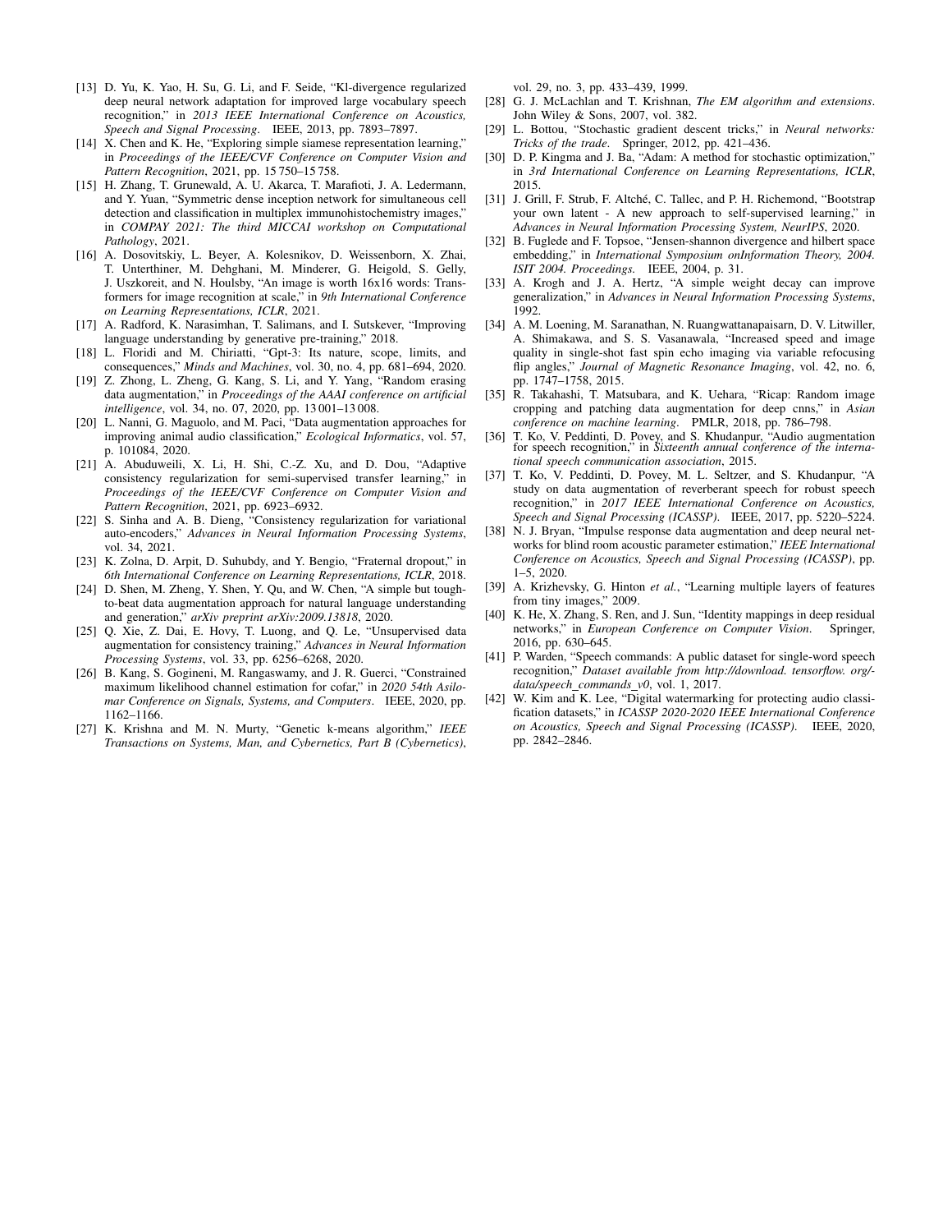[13] D. Yu, K. Yao, H. Su, G. Li, and F. Seide, “Kl-divergence regularized deep neural network adaptation for improved large vocabulary speech recognition,” in *2013 IEEE International Conference on Acoustics, Speech and Signal Processing*. IEEE, 2013, pp. 7893–7897.

[14] X. Chen and K. He, “Exploring simple siamese representation learning,” in *Proceedings of the IEEE/CVF Conference on Computer Vision and Pattern Recognition*, 2021, pp. 15 750–15 758.

[15] H. Zhang, T. Grunewald, A. U. Akarca, T. Marafioti, J. A. Ledermann, and Y. Yuan, “Symmetric dense inception network for simultaneous cell detection and classification in multiplex immunohistochemistry images,” in *COMPAY 2021: The third MICCAI workshop on Computational Pathology*, 2021.

[16] A. Dosovitskiy, L. Beyer, A. Kolesnikov, D. Weissenborn, X. Zhai, T. Unterthiner, M. Dehghani, M. Minderer, G. Heigold, S. Gelly, J. Uszkoreit, and N. Houlsby, “An image is worth 16x16 words: Transformers for image recognition at scale,” in *9th International Conference on Learning Representations, ICLR*, 2021.

[17] A. Radford, K. Narasimhan, T. Salimans, and I. Sutskever, “Improving language understanding by generative pre-training,” 2018.

[18] L. Floridi and M. Chiriatti, “Gpt-3: Its nature, scope, limits, and consequences,” *Minds and Machines*, vol. 30, no. 4, pp. 681–694, 2020.

[19] Z. Zhong, L. Zheng, G. Kang, S. Li, and Y. Yang, “Random erasing data augmentation,” in *Proceedings of the AAAI conference on artificial intelligence*, vol. 34, no. 07, 2020, pp. 13 001–13 008.

[20] L. Nanni, G. Maguolo, and M. Paci, “Data augmentation approaches for improving animal audio classification,” *Ecological Informatics*, vol. 57, p. 101084, 2020.

[21] A. Abuduweili, X. Li, H. Shi, C.-Z. Xu, and D. Dou, “Adaptive consistency regularization for semi-supervised transfer learning,” in *Proceedings of the IEEE/CVF Conference on Computer Vision and Pattern Recognition*, 2021, pp. 6923–6932.

[22] S. Sinha and A. B. Dieng, “Consistency regularization for variational auto-encoders,” *Advances in Neural Information Processing Systems*, vol. 34, 2021.

[23] K. Zolna, D. Arpit, D. Suhubdy, and Y. Bengio, “Fraternal dropout,” in *6th International Conference on Learning Representations, ICLR*, 2018.

[24] D. Shen, M. Zheng, Y. Shen, Y. Qu, and W. Chen, “A simple but tough-to-beat data augmentation approach for natural language understanding and generation,” *arXiv preprint arXiv:2009.13818*, 2020.

[25] Q. Xie, Z. Dai, E. Hovy, T. Luong, and Q. Le, “Unsupervised data augmentation for consistency training,” *Advances in Neural Information Processing Systems*, vol. 33, pp. 6256–6268, 2020.

[26] B. Kang, S. Gogineni, M. Rangaswamy, and J. R. Guerci, “Constrained maximum likelihood channel estimation for cofar,” in *2020 54th Asilomar Conference on Signals, Systems, and Computers*. IEEE, 2020, pp. 1162–1166.

[27] K. Krishna and M. N. Murty, “Genetic k-means algorithm,” *IEEE Transactions on Systems, Man, and Cybernetics, Part B (Cybernetics)*, vol. 29, no. 3, pp. 433–439, 1999.

[28] G. J. McLachlan and T. Krishnan, *The EM algorithm and extensions*. John Wiley & Sons, 2007, vol. 382.

[29] L. Bottou, “Stochastic gradient descent tricks,” in *Neural networks: Tricks of the trade*. Springer, 2012, pp. 421–436.

[30] D. P. Kingma and J. Ba, “Adam: A method for stochastic optimization,” in *3rd International Conference on Learning Representations, ICLR*, 2015.

[31] J. Grill, F. Strub, F. Altché, C. Tallec, and P. H. Richemond, “Bootstrap your own latent - A new approach to self-supervised learning,” in *Advances in Neural Information Processing System, NeurIPS*, 2020.

[32] B. Fuglede and F. Topsoe, “Jensen-shannon divergence and hilbert space embedding,” in *International Symposium onInformation Theory, 2004. ISIT 2004. Proceedings.* IEEE, 2004, p. 31.

[33] A. Krogh and J. A. Hertz, “A simple weight decay can improve generalization,” in *Advances in Neural Information Processing Systems*, 1992.

[34] A. M. Loening, M. Saranathan, N. Ruangwattanapaisarn, D. V. Litwiller, A. Shimakawa, and S. S. Vasanawala, “Increased speed and image quality in single-shot fast spin echo imaging via variable refocusing flip angles,” *Journal of Magnetic Resonance Imaging*, vol. 42, no. 6, pp. 1747–1758, 2015.

[35] R. Takahashi, T. Matsubara, and K. Uehara, “Ricap: Random image cropping and patching data augmentation for deep cnns,” in *Asian conference on machine learning*. PMLR, 2018, pp. 786–798.

[36] T. Ko, V. Peddinti, D. Povey, and S. Khudanpur, “Audio augmentation for speech recognition,” in *Sixteenth annual conference of the international speech communication association*, 2015.

[37] T. Ko, V. Peddinti, D. Povey, M. L. Seltzer, and S. Khudanpur, “A study on data augmentation of reverberant speech for robust speech recognition,” in *2017 IEEE International Conference on Acoustics, Speech and Signal Processing (ICASSP)*. IEEE, 2017, pp. 5220–5224.

[38] N. J. Bryan, “Impulse response data augmentation and deep neural networks for blind room acoustic parameter estimation,” *IEEE International Conference on Acoustics, Speech and Signal Processing (ICASSP)*, pp. 1–5, 2020.

[39] A. Krizhevsky, G. Hinton *et al.*, “Learning multiple layers of features from tiny images,” 2009.

[40] K. He, X. Zhang, S. Ren, and J. Sun, “Identity mappings in deep residual networks,” in *European Conference on Computer Vision*. Springer, 2016, pp. 630–645.

[41] P. Warden, “Speech commands: A public dataset for single-word speech recognition,” *Dataset available from http://download. tensorflow. org/-data/speech_commands_v0*, vol. 1, 2017.

[42] W. Kim and K. Lee, “Digital watermarking for protecting audio classification datasets,” in *ICASSP 2020-2020 IEEE International Conference on Acoustics, Speech and Signal Processing (ICASSP)*. IEEE, 2020, pp. 2842–2846.